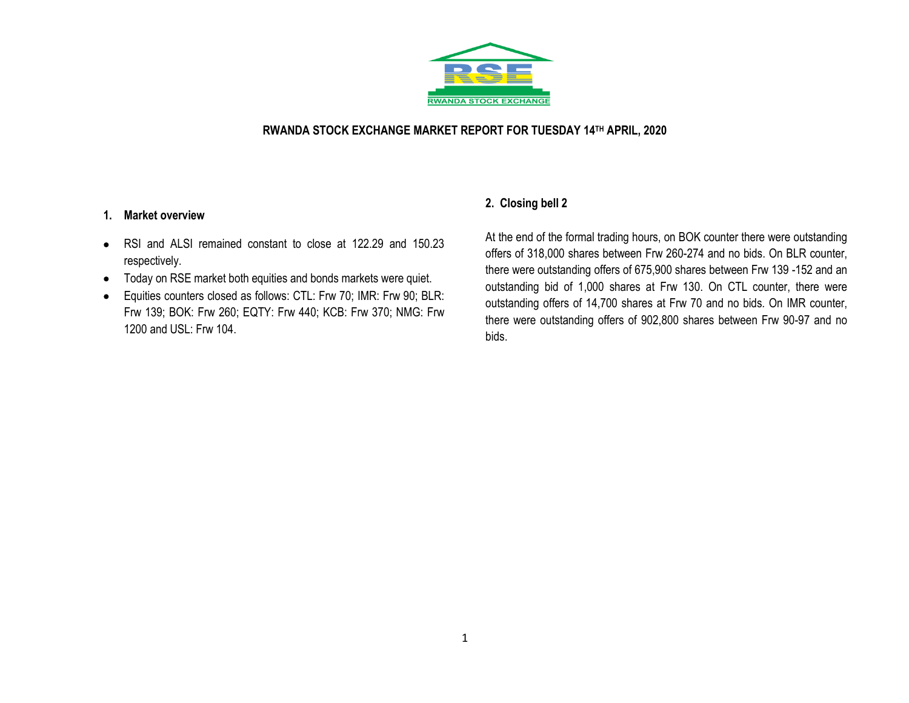RWANDA STOCK EXCHANGE

# RWANDA STOCK EXCHANGE MARKET REPORT FOR TUESDAY 14TH APRIL, 2020

## 1. Market overview

- RSI and ALSI remained constant to close at 122.29 and 150.23 respectively.
- Today on RSE market both equities and bonds markets were quiet.
- Equities counters closed as follows: CTL: Frw 70; IMR: Frw 90; BLR: Frw 139; BOK: Frw 260; EQTY: Frw 440; KCB: Frw 370; NMG: Frw 1200 and USL: Frw 104.

## 2. Closing bell 2

At the end of the formal trading hours, on BOK counter there were outstanding offers of 318,000 shares between Frw 260-274 and no bids. On BLR counter, there were outstanding offers of 675,900 shares between Frw 139 -152 and an outstanding bid of 1,000 shares at Frw 130. On CTL counter, there were outstanding offers of 14,700 shares at Frw 70 and no bids. On IMR counter, there were outstanding offers of 902,800 shares between Frw 90-97 and no bids.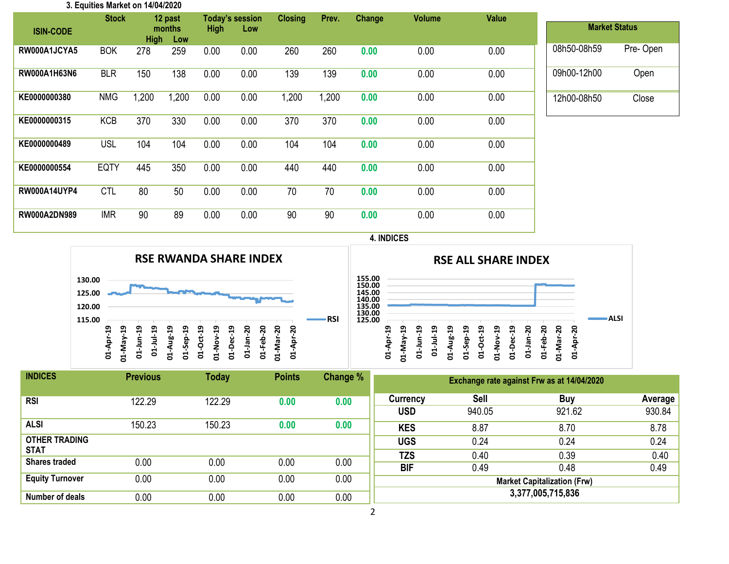## 3. Equities Market on 14/04/2020

| ISIN-CODE | Stock | 12 past months High | 12 past months Low | Today's session High | Today's session Low | Closing | Prev. | Change | Volume | Value |
|---|---|---|---|---|---|---|---|---|---|---|
| RW000A1JCYA5 | BOK | 278 | 259 | 0.00 | 0.00 | 260 | 260 | 0.00 | 0.00 | 0.00 |
| RW000A1H63N6 | BLR | 150 | 138 | 0.00 | 0.00 | 139 | 139 | 0.00 | 0.00 | 0.00 |
| KE0000000380 | NMG | 1,200 | 1,200 | 0.00 | 0.00 | 1,200 | 1,200 | 0.00 | 0.00 | 0.00 |
| KE0000000315 | KCB | 370 | 330 | 0.00 | 0.00 | 370 | 370 | 0.00 | 0.00 | 0.00 |
| KE0000000489 | USL | 104 | 104 | 0.00 | 0.00 | 104 | 104 | 0.00 | 0.00 | 0.00 |
| KE0000000554 | EQTY | 445 | 350 | 0.00 | 0.00 | 440 | 440 | 0.00 | 0.00 | 0.00 |
| RW000A14UYP4 | CTL | 80 | 50 | 0.00 | 0.00 | 70 | 70 | 0.00 | 0.00 | 0.00 |
| RW000A2DN989 | IMR | 90 | 89 | 0.00 | 0.00 | 90 | 90 | 0.00 | 0.00 | 0.00 |

| Market Status | |
|---|---|
| 08h50-08h59 | Pre- Open |
| 09h00-12h00 | Open |
| 12h00-08h50 | Close |

## 4. INDICES

**RSE RWANDA SHARE INDEX**

**RSE ALL SHARE INDEX**

| INDICES | Previous | Today | Points | Change % |
|---|---|---|---|---|
| RSI | 122.29 | 122.29 | 0.00 | 0.00 |
| ALSI | 150.23 | 150.23 | 0.00 | 0.00 |
| **OTHER TRADING STAT** | | | | |
| Shares traded | 0.00 | 0.00 | 0.00 | 0.00 |
| Equity Turnover | 0.00 | 0.00 | 0.00 | 0.00 |
| Number of deals | 0.00 | 0.00 | 0.00 | 0.00 |

| Exchange rate against Frw as at 14/04/2020 | | | |
|---|---|---|---|
| Currency | Sell | Buy | Average |
| USD | 940.05 | 921.62 | 930.84 |
| KES | 8.87 | 8.70 | 8.78 |
| UGS | 0.24 | 0.24 | 0.24 |
| TZS | 0.40 | 0.39 | 0.40 |
| BIF | 0.49 | 0.48 | 0.49 |

**Market Capitalization (Frw)**

**3,377,005,715,836**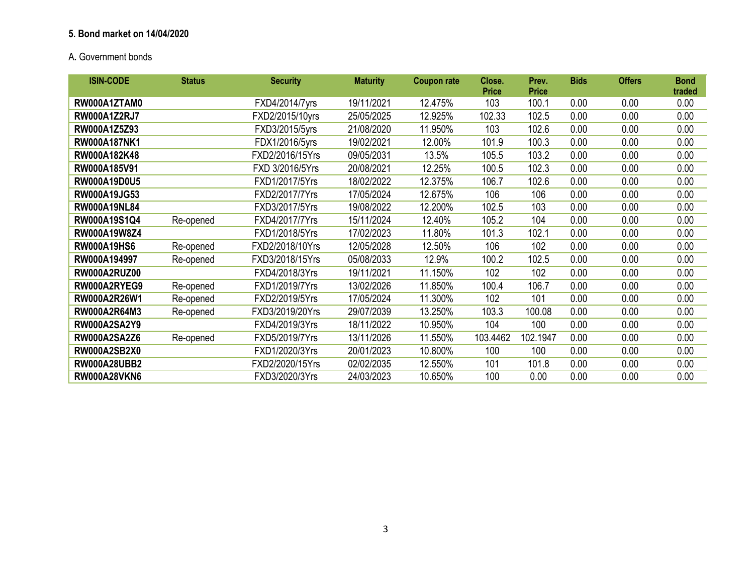### 5. Bond market on 14/04/2020

A. Government bonds

| ISIN-CODE | Status | Security | Maturity | Coupon rate | Close. Price | Prev. Price | Bids | Offers | Bond traded |
|---|---|---|---|---|---|---|---|---|---|
| **RW000A1ZTAM0** | | FXD4/2014/7yrs | 19/11/2021 | 12.475% | 103 | 100.1 | 0.00 | 0.00 | 0.00 |
| **RW000A1Z2RJ7** | | FXD2/2015/10yrs | 25/05/2025 | 12.925% | 102.33 | 102.5 | 0.00 | 0.00 | 0.00 |
| **RW000A1Z5Z93** | | FXD3/2015/5yrs | 21/08/2020 | 11.950% | 103 | 102.6 | 0.00 | 0.00 | 0.00 |
| **RW000A187NK1** | | FDX1/2016/5yrs | 19/02/2021 | 12.00% | 101.9 | 100.3 | 0.00 | 0.00 | 0.00 |
| **RW000A182K48** | | FXD2/2016/15Yrs | 09/05/2031 | 13.5% | 105.5 | 103.2 | 0.00 | 0.00 | 0.00 |
| **RW000A185V91** | | FXD 3/2016/5Yrs | 20/08/2021 | 12.25% | 100.5 | 102.3 | 0.00 | 0.00 | 0.00 |
| **RW000A19D0U5** | | FXD1/2017/5Yrs | 18/02/2022 | 12.375% | 106.7 | 102.6 | 0.00 | 0.00 | 0.00 |
| **RW000A19JG53** | | FXD2/2017/7Yrs | 17/05/2024 | 12.675% | 106 | 106 | 0.00 | 0.00 | 0.00 |
| **RW000A19NL84** | | FXD3/2017/5Yrs | 19/08/2022 | 12.200% | 102.5 | 103 | 0.00 | 0.00 | 0.00 |
| **RW000A19S1Q4** | Re-opened | FXD4/2017/7Yrs | 15/11/2024 | 12.40% | 105.2 | 104 | 0.00 | 0.00 | 0.00 |
| **RW000A19W8Z4** | | FXD1/2018/5Yrs | 17/02/2023 | 11.80% | 101.3 | 102.1 | 0.00 | 0.00 | 0.00 |
| **RW000A19HS6** | Re-opened | FXD2/2018/10Yrs | 12/05/2028 | 12.50% | 106 | 102 | 0.00 | 0.00 | 0.00 |
| **RW000A194997** | Re-opened | FXD3/2018/15Yrs | 05/08/2033 | 12.9% | 100.2 | 102.5 | 0.00 | 0.00 | 0.00 |
| **RW000A2RUZ00** | | FXD4/2018/3Yrs | 19/11/2021 | 11.150% | 102 | 102 | 0.00 | 0.00 | 0.00 |
| **RW000A2RYEG9** | Re-opened | FXD1/2019/7Yrs | 13/02/2026 | 11.850% | 100.4 | 106.7 | 0.00 | 0.00 | 0.00 |
| **RW000A2R26W1** | Re-opened | FXD2/2019/5Yrs | 17/05/2024 | 11.300% | 102 | 101 | 0.00 | 0.00 | 0.00 |
| **RW000A2R64M3** | Re-opened | FXD3/2019/20Yrs | 29/07/2039 | 13.250% | 103.3 | 100.08 | 0.00 | 0.00 | 0.00 |
| **RW000A2SA2Y9** | | FXD4/2019/3Yrs | 18/11/2022 | 10.950% | 104 | 100 | 0.00 | 0.00 | 0.00 |
| **RW000A2SA2Z6** | Re-opened | FXD5/2019/7Yrs | 13/11/2026 | 11.550% | 103.4462 | 102.1947 | 0.00 | 0.00 | 0.00 |
| **RW000A2SB2X0** | | FXD1/2020/3Yrs | 20/01/2023 | 10.800% | 100 | 100 | 0.00 | 0.00 | 0.00 |
| **RW000A28UBB2** | | FXD2/2020/15Yrs | 02/02/2035 | 12.550% | 101 | 101.8 | 0.00 | 0.00 | 0.00 |
| **RW000A28VKN6** | | FXD3/2020/3Yrs | 24/03/2023 | 10.650% | 100 | 0.00 | 0.00 | 0.00 | 0.00 |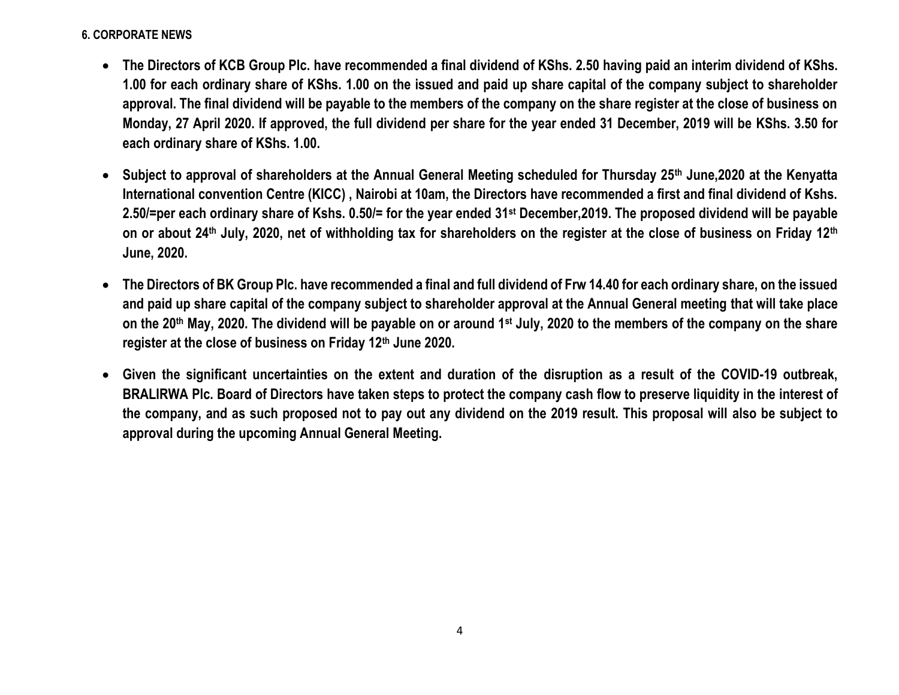### 6. CORPORATE NEWS

- **The Directors of KCB Group Plc. have recommended a final dividend of KShs. 2.50 having paid an interim dividend of KShs. 1.00 for each ordinary share of KShs. 1.00 on the issued and paid up share capital of the company subject to shareholder approval. The final dividend will be payable to the members of the company on the share register at the close of business on Monday, 27 April 2020. If approved, the full dividend per share for the year ended 31 December, 2019 will be KShs. 3.50 for each ordinary share of KShs. 1.00.**

- **Subject to approval of shareholders at the Annual General Meeting scheduled for Thursday 25th June,2020 at the Kenyatta International convention Centre (KICC) , Nairobi at 10am, the Directors have recommended a first and final dividend of Kshs. 2.50/=per each ordinary share of Kshs. 0.50/= for the year ended 31st December,2019. The proposed dividend will be payable on or about 24th July, 2020, net of withholding tax for shareholders on the register at the close of business on Friday 12th June, 2020.**

- **The Directors of BK Group Plc. have recommended a final and full dividend of Frw 14.40 for each ordinary share, on the issued and paid up share capital of the company subject to shareholder approval at the Annual General meeting that will take place on the 20th May, 2020. The dividend will be payable on or around 1st July, 2020 to the members of the company on the share register at the close of business on Friday 12th June 2020.**

- **Given the significant uncertainties on the extent and duration of the disruption as a result of the COVID-19 outbreak, BRALIRWA Plc. Board of Directors have taken steps to protect the company cash flow to preserve liquidity in the interest of the company, and as such proposed not to pay out any dividend on the 2019 result. This proposal will also be subject to approval during the upcoming Annual General Meeting.**